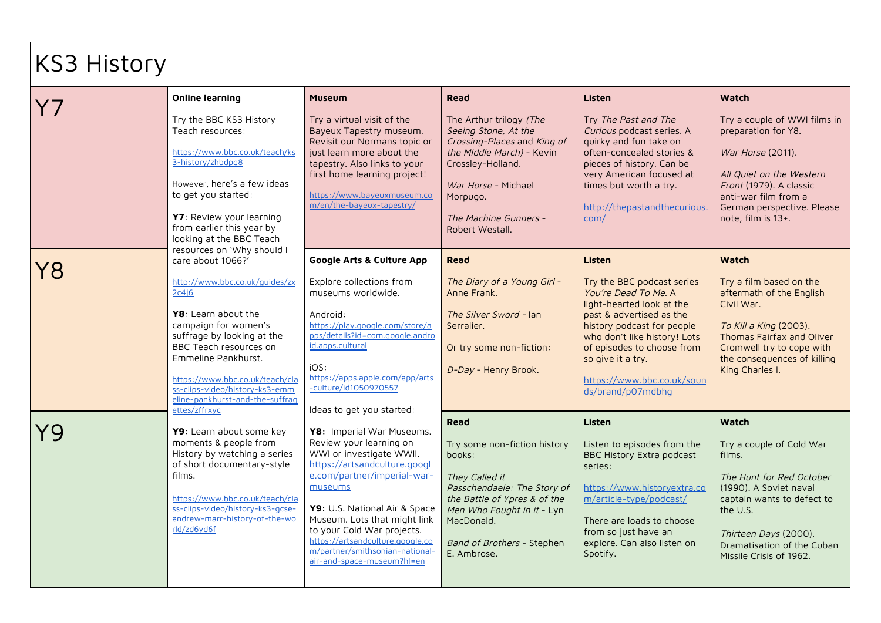# KS3 History

| | Online learning | Museum / App | Read | Listen | Watch |
|---|---|---|---|---|---|
| **Y7** | **Online learning**<br><br>Try the BBC KS3 History Teach resources:<br><br>https://www.bbc.co.uk/teach/ks3-history/zhbdpg8<br><br>However, here's a few ideas to get you started:<br><br>**Y7**: Review your learning from earlier this year by looking at the BBC Teach resources on 'Why should I care about 1066?'<br><br>http://www.bbc.co.uk/guides/zx2c4j6<br><br>**Y8**: Learn about the campaign for women's suffrage by looking at the BBC Teach resources on Emmeline Pankhurst.<br><br>https://www.bbc.co.uk/teach/class-clips-video/history-ks3-emmeline-pankhurst-and-the-suffragettes/zffrxyc<br><br>**Y9**: Learn about some key moments & people from History by watching a series of short documentary-style films.<br><br>https://www.bbc.co.uk/teach/class-clips-video/history-ks3-gcse-andrew-marr-history-of-the-world/zd6yd6f | **Museum**<br><br>Try a virtual visit of the Bayeux Tapestry museum. Revisit our Normans topic or just learn more about the tapestry. Also links to your first home learning project!<br><br>https://www.bayeuxmuseum.com/en/the-bayeux-tapestry/ | **Read**<br><br>The Arthur trilogy *(The Seeing Stone, At the Crossing-Places* and *King of the MIddle March)* - Kevin Crossley-Holland.<br><br>*War Horse* - Michael Morpugo.<br><br>*The Machine Gunners* - Robert Westall. | **Listen**<br><br>Try *The Past and The Curious* podcast series. A quirky and fun take on often-concealed stories & pieces of history. Can be very American focused at times but worth a try.<br><br>http://thepastandthecurious.com/ | **Watch**<br><br>Try a couple of WWI films in preparation for Y8.<br><br>*War Horse* (2011).<br><br>*All Quiet on the Western Front* (1979). A classic anti-war film from a German perspective. Please note, film is 13+. |
| **Y8** | | **Google Arts & Culture App**<br><br>Explore collections from museums worldwide.<br><br>Android:<br>https://play.google.com/store/apps/details?id=com.google.android.apps.cultural<br><br>iOS:<br>https://apps.apple.com/app/arts-culture/id1050970557<br><br>Ideas to get you started:<br><br>**Y8:** Imperial War Museums. Review your learning on WWI or investigate WWII.<br>https://artsandculture.google.com/partner/imperial-war-museums<br><br>**Y9:** U.S. National Air & Space Museum. Lots that might link to your Cold War projects.<br>https://artsandculture.google.com/partner/smithsonian-national-air-and-space-museum?hl=en | **Read**<br><br>*The Diary of a Young Girl* - Anne Frank.<br><br>*The Silver Sword* - Ian Serralier.<br><br>Or try some non-fiction:<br><br>*D-Day* - Henry Brook. | **Listen**<br><br>Try the BBC podcast series *You're Dead To Me.* A light-hearted look at the past & advertised as the history podcast for people who don't like history! Lots of episodes to choose from so give it a try.<br><br>https://www.bbc.co.uk/sounds/brand/p07mdbhg | **Watch**<br><br>Try a film based on the aftermath of the English Civil War.<br><br>*To Kill a King* (2003). Thomas Fairfax and Oliver Cromwell try to cope with the consequences of killing King Charles I. |
| **Y9** | | | **Read**<br><br>Try some non-fiction history books:<br><br>*They Called it Passchendaele: The Story of the Battle of Ypres & of the Men Who Fought in it* - Lyn MacDonald.<br><br>*Band of Brothers* - Stephen E. Ambrose. | **Listen**<br><br>Listen to episodes from the BBC History Extra podcast series:<br><br>https://www.historyextra.com/article-type/podcast/<br><br>There are loads to choose from so just have an explore. Can also listen on Spotify. | **Watch**<br><br>Try a couple of Cold War films.<br><br>*The Hunt for Red October* (1990). A Soviet naval captain wants to defect to the U.S.<br><br>*Thirteen Days* (2000). Dramatisation of the Cuban Missile Crisis of 1962. |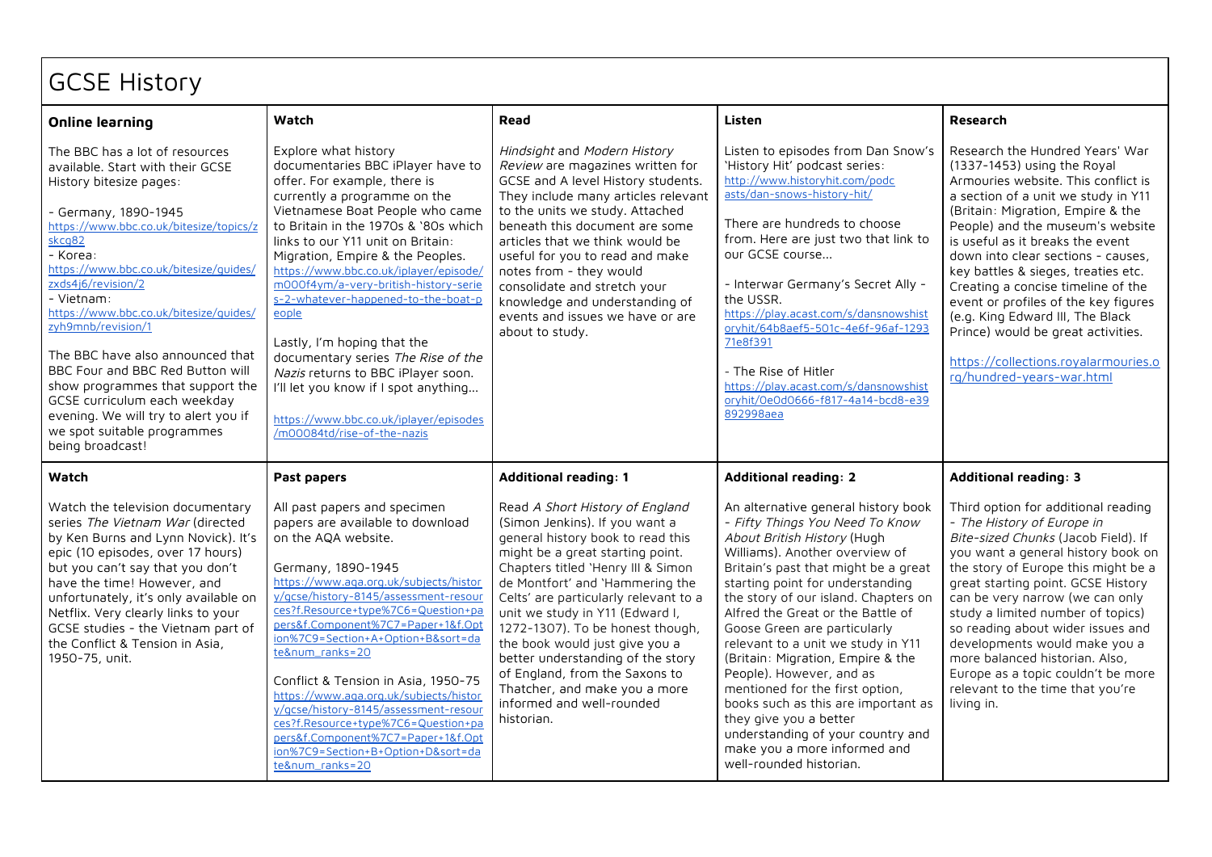# GCSE History

| **Online learning** | **Watch** | **Read** | **Listen** | **Research** |
|---|---|---|---|---|
| The BBC has a lot of resources available. Start with their GCSE History bitesize pages:<br><br>- Germany, 1890-1945 https://www.bbc.co.uk/bitesize/topics/zskcg82<br>- Korea: https://www.bbc.co.uk/bitesize/guides/zxds4j6/revision/2<br>- Vietnam: https://www.bbc.co.uk/bitesize/guides/zyh9mnb/revision/1<br><br>The BBC have also announced that BBC Four and BBC Red Button will show programmes that support the GCSE curriculum each weekday evening. We will try to alert you if we spot suitable programmes being broadcast! | Explore what history documentaries BBC iPlayer have to offer. For example, there is currently a programme on the Vietnamese Boat People who came to Britain in the 1970s & '80s which links to our Y11 unit on Britain: Migration, Empire & the Peoples. https://www.bbc.co.uk/iplayer/episode/m000f4ym/a-very-british-history-series-2-whatever-happened-to-the-boat-people<br><br>Lastly, I'm hoping that the documentary series *The Rise of the Nazis* returns to BBC iPlayer soon. I'll let you know if I spot anything…<br><br>https://www.bbc.co.uk/iplayer/episodes/m00084td/rise-of-the-nazis | *Hindsight* and *Modern History Review* are magazines written for GCSE and A level History students. They include many articles relevant to the units we study. Attached beneath this document are some articles that we think would be useful for you to read and make notes from - they would consolidate and stretch your knowledge and understanding of events and issues we have or are about to study. | Listen to episodes from Dan Snow's 'History Hit' podcast series: http://www.historyhit.com/podcasts/dan-snows-history-hit/<br><br>There are hundreds to choose from. Here are just two that link to our GCSE course…<br><br>- Interwar Germany's Secret Ally - the USSR. https://play.acast.com/s/dansnowshistoryhit/64b8aef5-501c-4e6f-96af-129371e8f391<br><br>- The Rise of Hitler https://play.acast.com/s/dansnowshistoryhit/0e0d0666-f817-4a14-bcd8-e39892998aea | Research the Hundred Years' War (1337-1453) using the Royal Armouries website. This conflict is a section of a unit we study in Y11 (Britain: Migration, Empire & the People) and the museum's website is useful as it breaks the event down into clear sections - causes, key battles & sieges, treaties etc. Creating a concise timeline of the event or profiles of the key figures (e.g. King Edward III, The Black Prince) would be great activities.<br><br>https://collections.royalarmouries.org/hundred-years-war.html |
| **Watch** | **Past papers** | **Additional reading: 1** | **Additional reading: 2** | **Additional reading: 3** |
| Watch the television documentary series *The Vietnam War* (directed by Ken Burns and Lynn Novick). It's epic (10 episodes, over 17 hours) but you can't say that you don't have the time! However, and unfortunately, it's only available on Netflix. Very clearly links to your GCSE studies - the Vietnam part of the Conflict & Tension in Asia, 1950-75, unit. | All past papers and specimen papers are available to download on the AQA website.<br><br>Germany, 1890-1945 https://www.aqa.org.uk/subjects/history/gcse/history-8145/assessment-resources?f.Resource+type%7C6=Question+papers&f.Component%7C7=Paper+1&f.Option%7C9=Section+A+Option+B&sort=date&num_ranks=20<br><br>Conflict & Tension in Asia, 1950-75 https://www.aqa.org.uk/subjects/history/gcse/history-8145/assessment-resources?f.Resource+type%7C6=Question+papers&f.Component%7C7=Paper+1&f.Option%7C9=Section+B+Option+D&sort=date&num_ranks=20 | Read *A Short History of England* (Simon Jenkins). If you want a general history book to read this might be a great starting point. Chapters titled 'Henry III & Simon de Montfort' and 'Hammering the Celts' are particularly relevant to a unit we study in Y11 (Edward I, 1272-1307). To be honest though, the book would just give you a better understanding of the story of England, from the Saxons to Thatcher, and make you a more informed and well-rounded historian. | An alternative general history book - *Fifty Things You Need To Know About British History* (Hugh Williams). Another overview of Britain's past that might be a great starting point for understanding the story of our island. Chapters on Alfred the Great or the Battle of Goose Green are particularly relevant to a unit we study in Y11 (Britain: Migration, Empire & the People). However, and as mentioned for the first option, books such as this are important as they give you a better understanding of your country and make you a more informed and well-rounded historian. | Third option for additional reading - *The History of Europe in Bite-sized Chunks* (Jacob Field). If you want a general history book on the story of Europe this might be a great starting point. GCSE History can be very narrow (we can only study a limited number of topics) so reading about wider issues and developments would make you a more balanced historian. Also, Europe as a topic couldn't be more relevant to the time that you're living in. |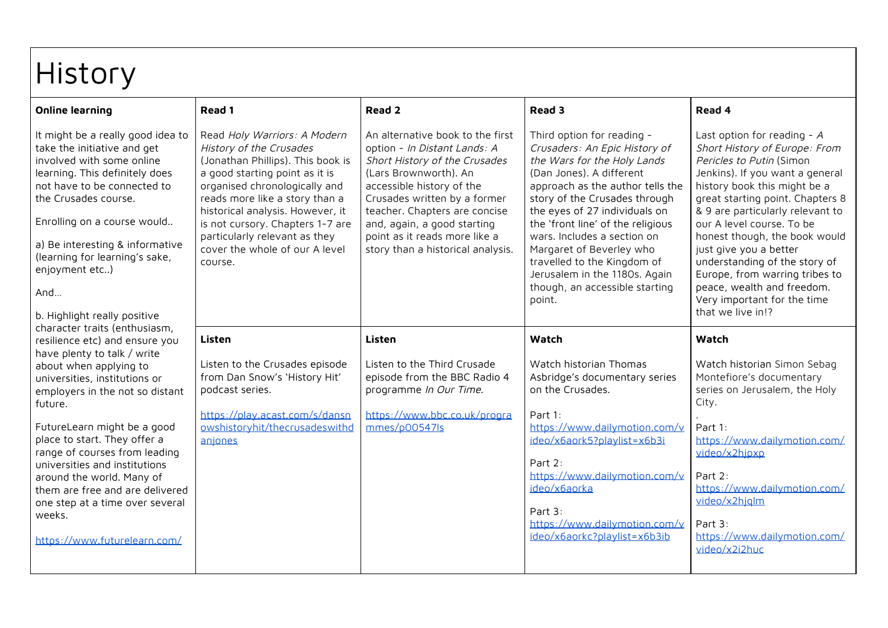# History

| Online learning | Read 1 | Read 2 | Read 3 | Read 4 |
|---|---|---|---|---|
| It might be a really good idea to take the initiative and get involved with some online learning. This definitely does not have to be connected to the Crusades course.<br><br>Enrolling on a course would..<br><br>a) Be interesting & informative (learning for learning's sake, enjoyment etc..)<br><br>And…<br><br>b. Highlight really positive character traits (enthusiasm, resilience etc) and ensure you have plenty to talk / write about when applying to universities, institutions or employers in the not so distant future.<br><br>FutureLearn might be a good place to start. They offer a range of courses from leading universities and institutions around the world. Many of them are free and are delivered one step at a time over several weeks.<br><br>https://www.futurelearn.com/ | Read *Holy Warriors: A Modern History of the Crusades* (Jonathan Phillips). This book is a good starting point as it is organised chronologically and reads more like a story than a historical analysis. However, it is not cursory. Chapters 1-7 are particularly relevant as they cover the whole of our A level course. | An alternative book to the first option - *In Distant Lands: A Short History of the Crusades* (Lars Brownworth). An accessible history of the Crusades written by a former teacher. Chapters are concise and, again, a good starting point as it reads more like a story than a historical analysis. | Third option for reading - *Crusaders: An Epic History of the Wars for the Holy Lands* (Dan Jones). A different approach as the author tells the story of the Crusades through the eyes of 27 individuals on the 'front line' of the religious wars. Includes a section on Margaret of Beverley who travelled to the Kingdom of Jerusalem in the 1180s. Again though, an accessible starting point. | Last option for reading - *A Short History of Europe: From Pericles to Putin* (Simon Jenkins). If you want a general history book this might be a great starting point. Chapters 8 & 9 are particularly relevant to our A level course. To be honest though, the book would just give you a better understanding of the story of Europe, from warring tribes to peace, wealth and freedom. Very important for the time that we live in!? |
| | **Listen** | **Listen** | **Watch** | **Watch** |
| | Listen to the Crusades episode from Dan Snow's 'History Hit' podcast series.<br><br>https://play.acast.com/s/dansnowshistoryhit/thecrusadeswithdanjones | Listen to the Third Crusade episode from the BBC Radio 4 programme *In Our Time*.<br><br>https://www.bbc.co.uk/programmes/p00547ls | Watch historian Thomas Asbridge's documentary series on the Crusades.<br><br>Part 1: https://www.dailymotion.com/video/x6aork5?playlist=x6b3i<br><br>Part 2: https://www.dailymotion.com/video/x6aorka<br><br>Part 3: https://www.dailymotion.com/video/x6aorkc?playlist=x6b3ib | Watch historian Simon Sebag Montefiore's documentary series on Jerusalem, the Holy City.<br><br>Part 1: https://www.dailymotion.com/video/x2hjpxp<br><br>Part 2: https://www.dailymotion.com/video/x2hjqlm<br><br>Part 3: https://www.dailymotion.com/video/x2i2huc |